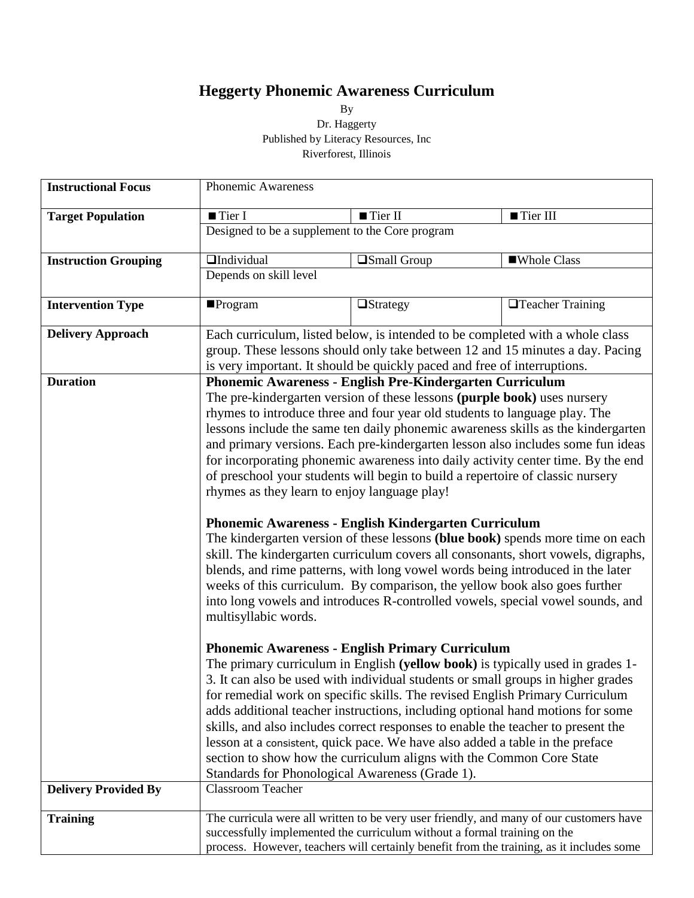# Heggerty Phonemic Awareness Curriculum

By
Dr. Haggerty
Published by Literacy Resources, Inc
Riverforest, Illinois

| | | | |
|---|---|---|---|
| **Instructional Focus** | Phonemic Awareness | | |
| **Target Population** | ■ Tier I | ■ Tier II | ■ Tier III |
| | Designed to be a supplement to the Core program | | |
| **Instruction Grouping** | ❑Individual | ❑Small Group | ■Whole Class |
| | Depends on skill level | | |
| **Intervention Type** | ■Program | ❑Strategy | ❑Teacher Training |
| **Delivery Approach** | Each curriculum, listed below, is intended to be completed with a whole class group. These lessons should only take between 12 and 15 minutes a day. Pacing is very important. It should be quickly paced and free of interruptions. | | |
| **Duration** | **Phonemic Awareness - English Pre-Kindergarten Curriculum**<br>The pre-kindergarten version of these lessons **(purple book)** uses nursery rhymes to introduce three and four year old students to language play. The lessons include the same ten daily phonemic awareness skills as the kindergarten and primary versions. Each pre-kindergarten lesson also includes some fun ideas for incorporating phonemic awareness into daily activity center time. By the end of preschool your students will begin to build a repertoire of classic nursery rhymes as they learn to enjoy language play!<br><br>**Phonemic Awareness - English Kindergarten Curriculum**<br>The kindergarten version of these lessons **(blue book)** spends more time on each skill. The kindergarten curriculum covers all consonants, short vowels, digraphs, blends, and rime patterns, with long vowel words being introduced in the later weeks of this curriculum. By comparison, the yellow book also goes further into long vowels and introduces R-controlled vowels, special vowel sounds, and multisyllabic words.<br><br>**Phonemic Awareness - English Primary Curriculum**<br>The primary curriculum in English **(yellow book)** is typically used in grades 1-3. It can also be used with individual students or small groups in higher grades for remedial work on specific skills. The revised English Primary Curriculum adds additional teacher instructions, including optional hand motions for some skills, and also includes correct responses to enable the teacher to present the lesson at a consistent, quick pace. We have also added a table in the preface section to show how the curriculum aligns with the Common Core State Standards for Phonological Awareness (Grade 1). | | |
| **Delivery Provided By** | Classroom Teacher | | |
| **Training** | The curricula were all written to be very user friendly, and many of our customers have successfully implemented the curriculum without a formal training on the process. However, teachers will certainly benefit from the training, as it includes some | | |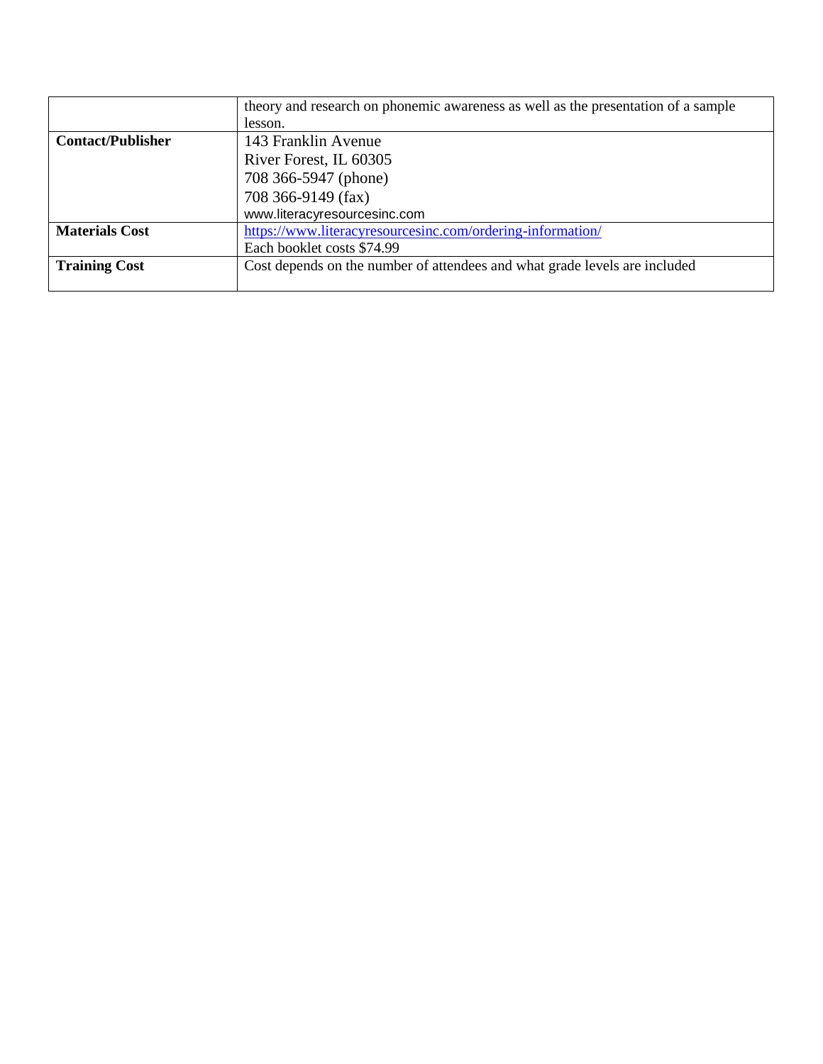| | |
|---|---|
| | theory and research on phonemic awareness as well as the presentation of a sample lesson. |
| **Contact/Publisher** | 143 Franklin Avenue<br>River Forest, IL 60305<br>708 366-5947 (phone)<br>708 366-9149 (fax)<br>www.literacyresourcesinc.com |
| **Materials Cost** | https://www.literacyresourcesinc.com/ordering-information/<br>Each booklet costs $74.99 |
| **Training Cost** | Cost depends on the number of attendees and what grade levels are included |